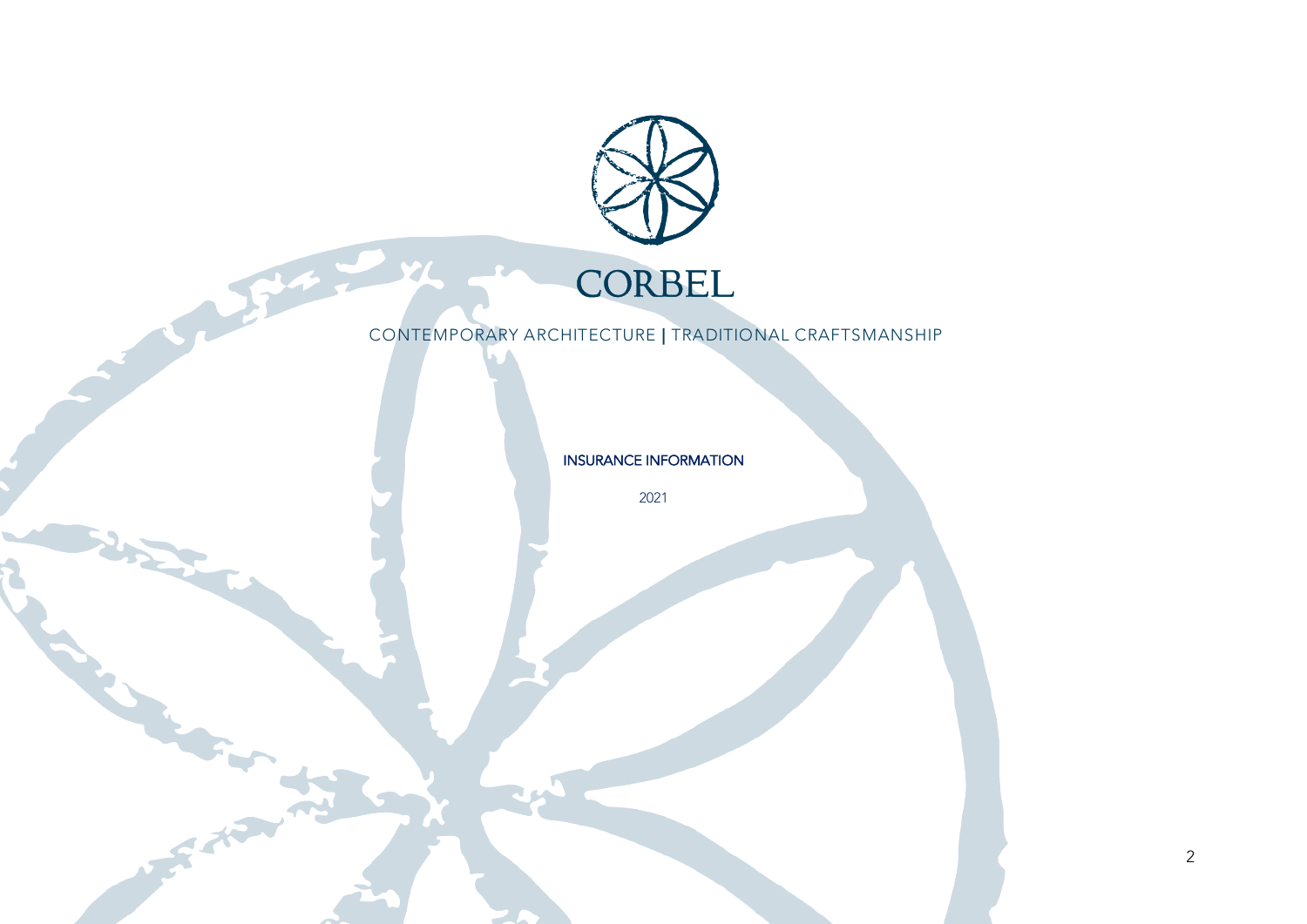# CORBEL

CONTEMPORARY ARCHITECTURE | TRADITIONAL CRAFTSMANSHIP

## INSURANCE INFORMATION

2021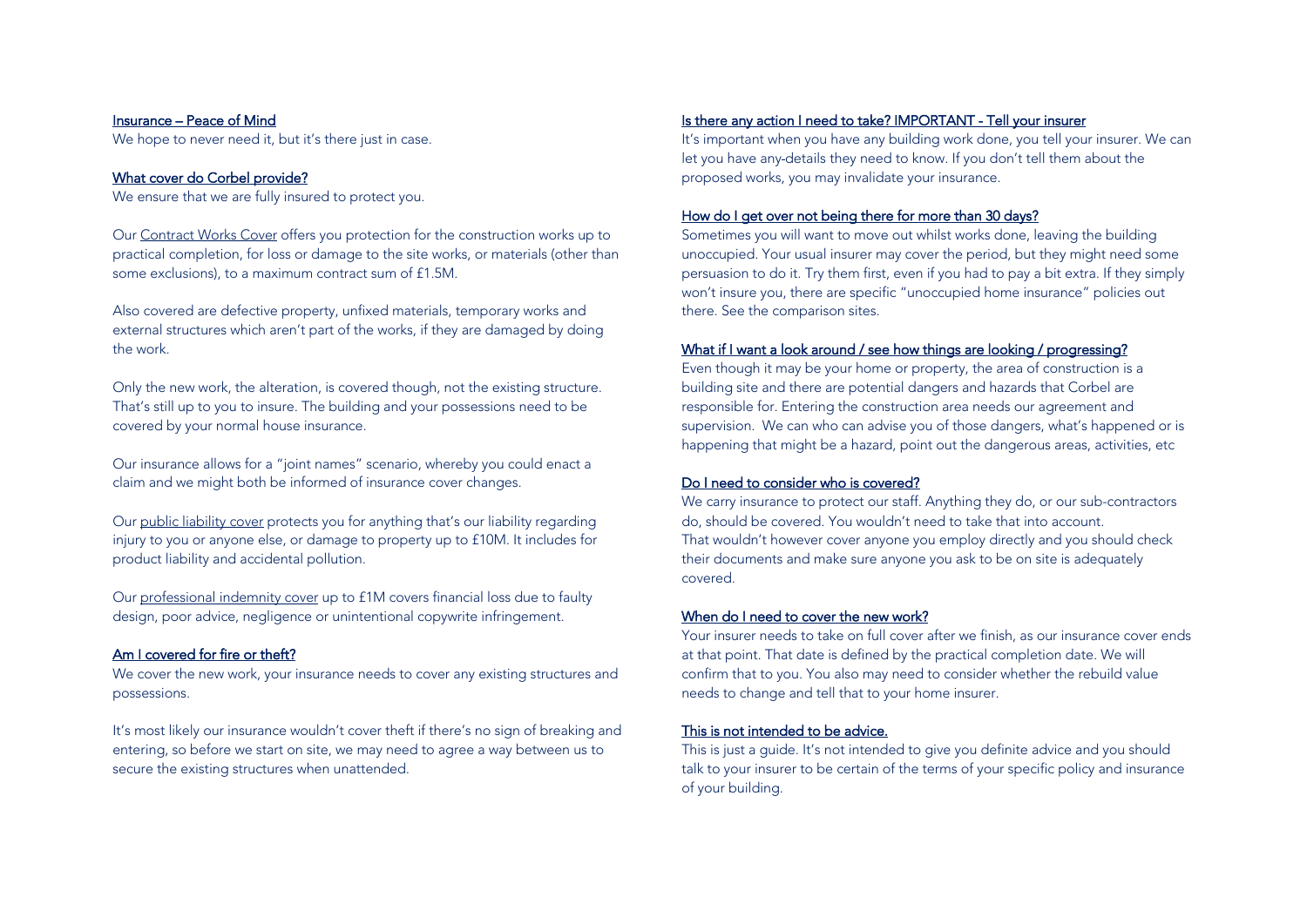## Insurance – Peace of Mind

We hope to never need it, but it's there just in case.

## What cover do Corbel provide?

We ensure that we are fully insured to protect you.

Our Contract Works Cover offers you protection for the construction works up to practical completion, for loss or damage to the site works, or materials (other than some exclusions), to a maximum contract sum of £1.5M.

Also covered are defective property, unfixed materials, temporary works and external structures which aren't part of the works, if they are damaged by doing the work.

Only the new work, the alteration, is covered though, not the existing structure. That's still up to you to insure. The building and your possessions need to be covered by your normal house insurance.

Our insurance allows for a "joint names" scenario, whereby you could enact a claim and we might both be informed of insurance cover changes.

Our public liability cover protects you for anything that's our liability regarding injury to you or anyone else, or damage to property up to £10M. It includes for product liability and accidental pollution.

Our professional indemnity cover up to £1M covers financial loss due to faulty design, poor advice, negligence or unintentional copywrite infringement.

## Am I covered for fire or theft?

We cover the new work, your insurance needs to cover any existing structures and possessions.

It's most likely our insurance wouldn't cover theft if there's no sign of breaking and entering, so before we start on site, we may need to agree a way between us to secure the existing structures when unattended.

## Is there any action I need to take? IMPORTANT - Tell your insurer

It's important when you have any building work done, you tell your insurer. We can let you have any-details they need to know. If you don't tell them about the proposed works, you may invalidate your insurance.

## How do I get over not being there for more than 30 days?

Sometimes you will want to move out whilst works done, leaving the building unoccupied. Your usual insurer may cover the period, but they might need some persuasion to do it. Try them first, even if you had to pay a bit extra. If they simply won't insure you, there are specific "unoccupied home insurance" policies out there. See the comparison sites.

## What if I want a look around / see how things are looking / progressing?

Even though it may be your home or property, the area of construction is a building site and there are potential dangers and hazards that Corbel are responsible for. Entering the construction area needs our agreement and supervision. We can who can advise you of those dangers, what's happened or is happening that might be a hazard, point out the dangerous areas, activities, etc

## Do I need to consider who is covered?

We carry insurance to protect our staff. Anything they do, or our sub-contractors do, should be covered. You wouldn't need to take that into account.
That wouldn't however cover anyone you employ directly and you should check their documents and make sure anyone you ask to be on site is adequately covered.

## When do I need to cover the new work?

Your insurer needs to take on full cover after we finish, as our insurance cover ends at that point. That date is defined by the practical completion date. We will confirm that to you. You also may need to consider whether the rebuild value needs to change and tell that to your home insurer.

## This is not intended to be advice.

This is just a guide. It's not intended to give you definite advice and you should talk to your insurer to be certain of the terms of your specific policy and insurance of your building.